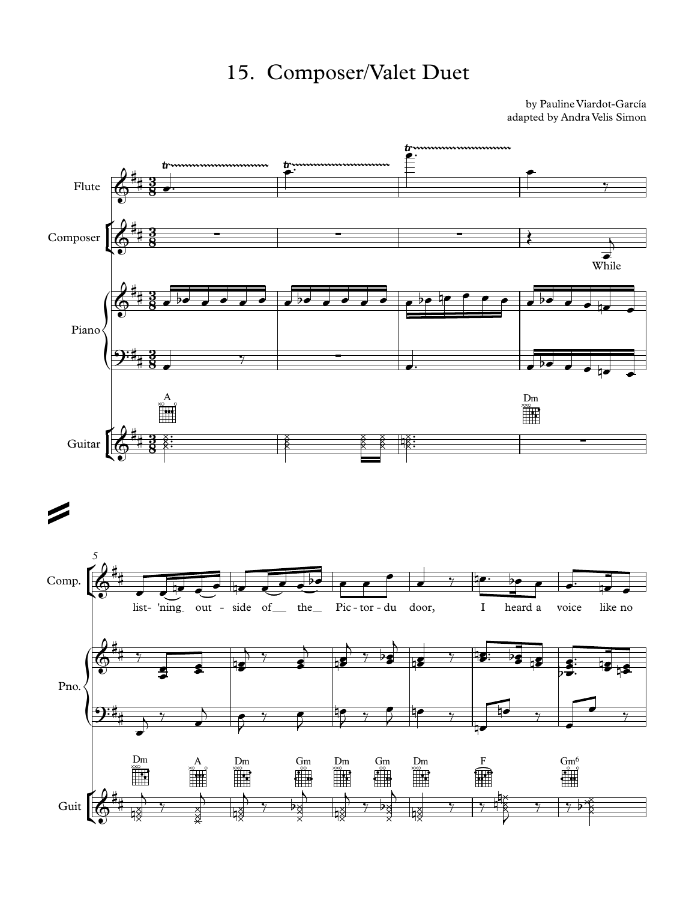# 15. Composer/Valet Duet

by Pauline Viardot-García
adapted by Andra Velis Simon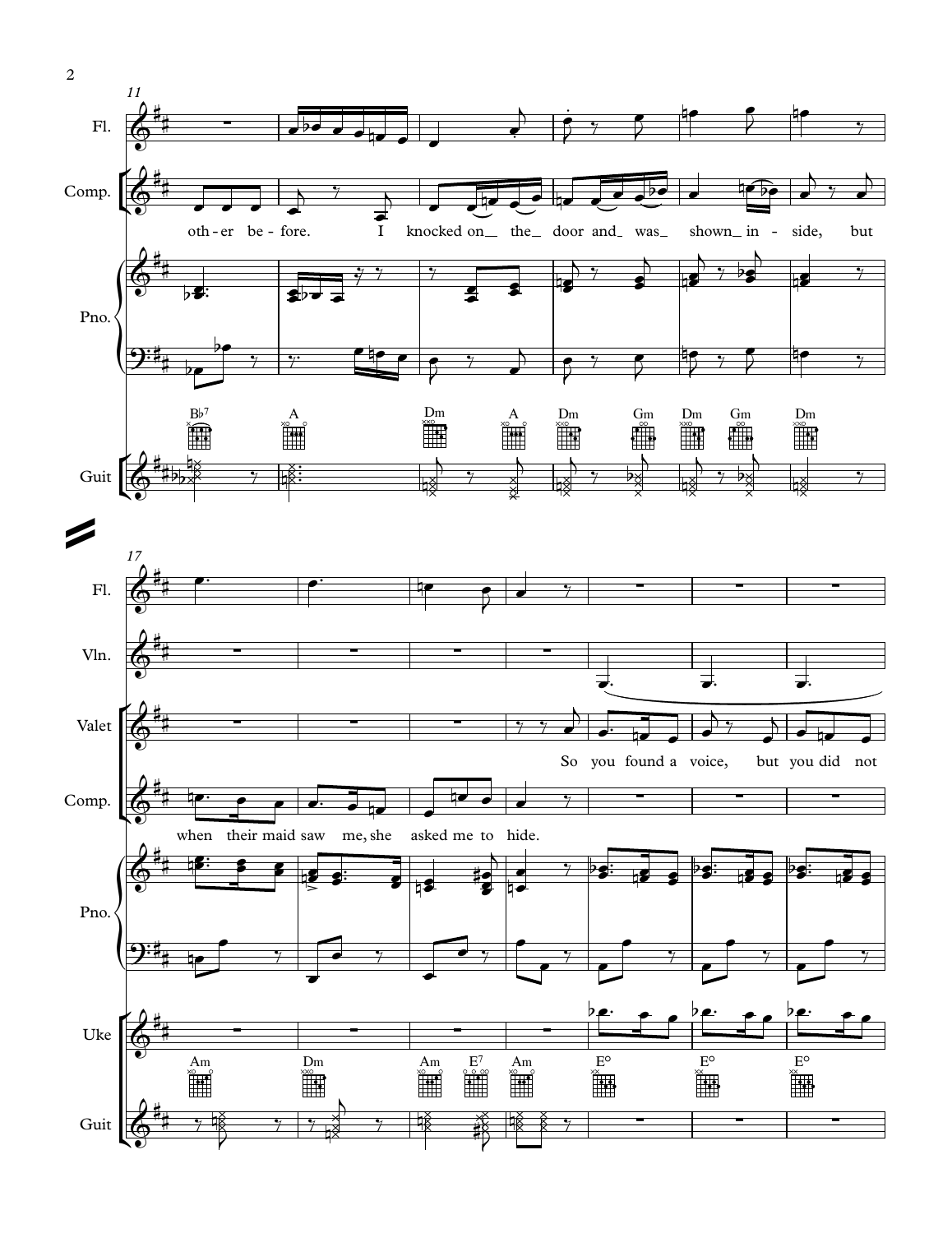other before. I knocked on the door and was shown inside, but

when their maid saw me, she asked me to hide.

So you found a voice, but you did not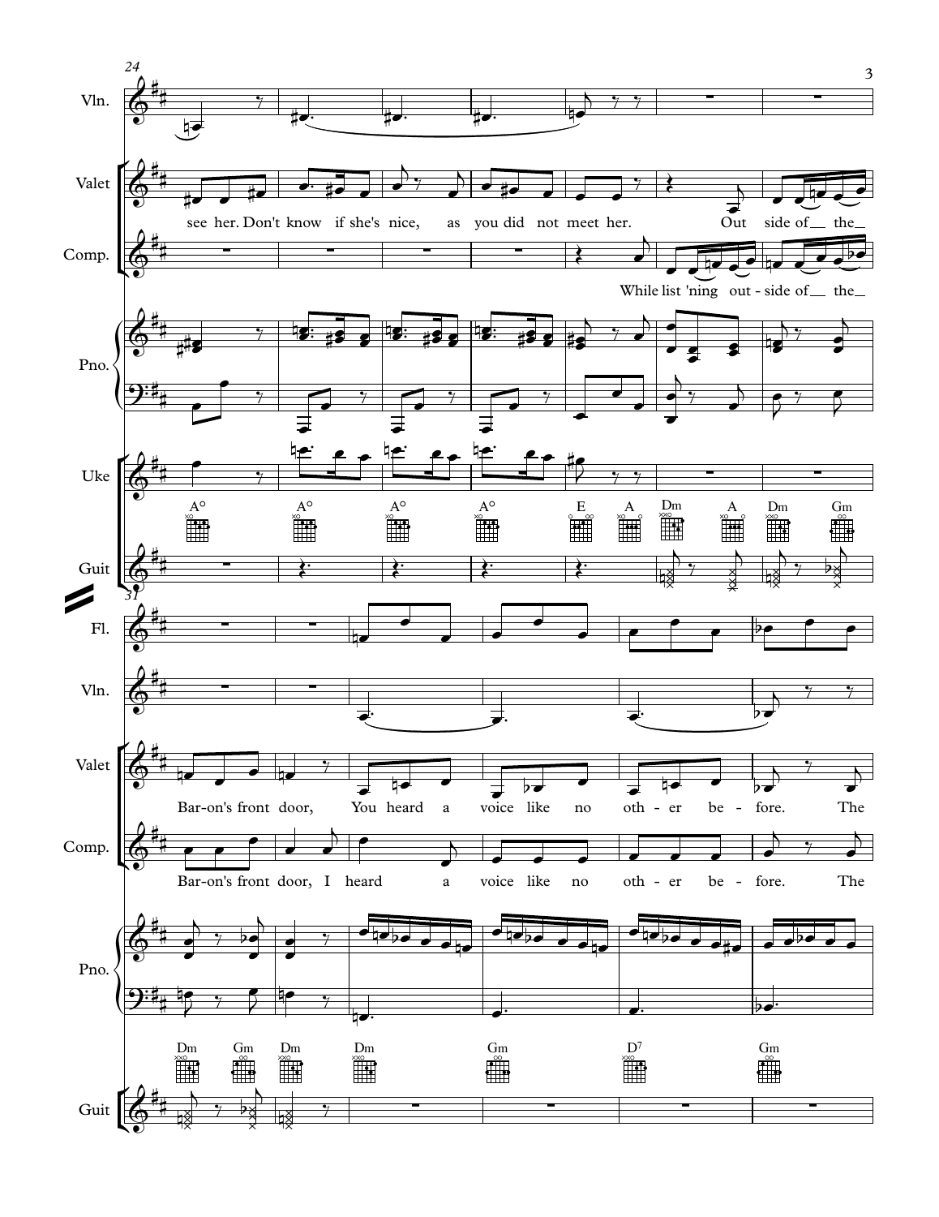24

Vln.

Valet: see her. Don't know if she's nice, as you did not meet her. Out side of __ the __

Comp.: While list 'ning out - side of __ the __

Pno.

Uke

A° A° A° A° E A Dm A Dm Gm

Guit

31

Fl.

Vln.

Valet: Bar-on's front door, You heard a voice like no oth - er be - fore. The

Comp.: Bar-on's front door, I heard a voice like no oth - er be - fore. The

Pno.

Dm Gm Dm Dm Gm D7 Gm

Guit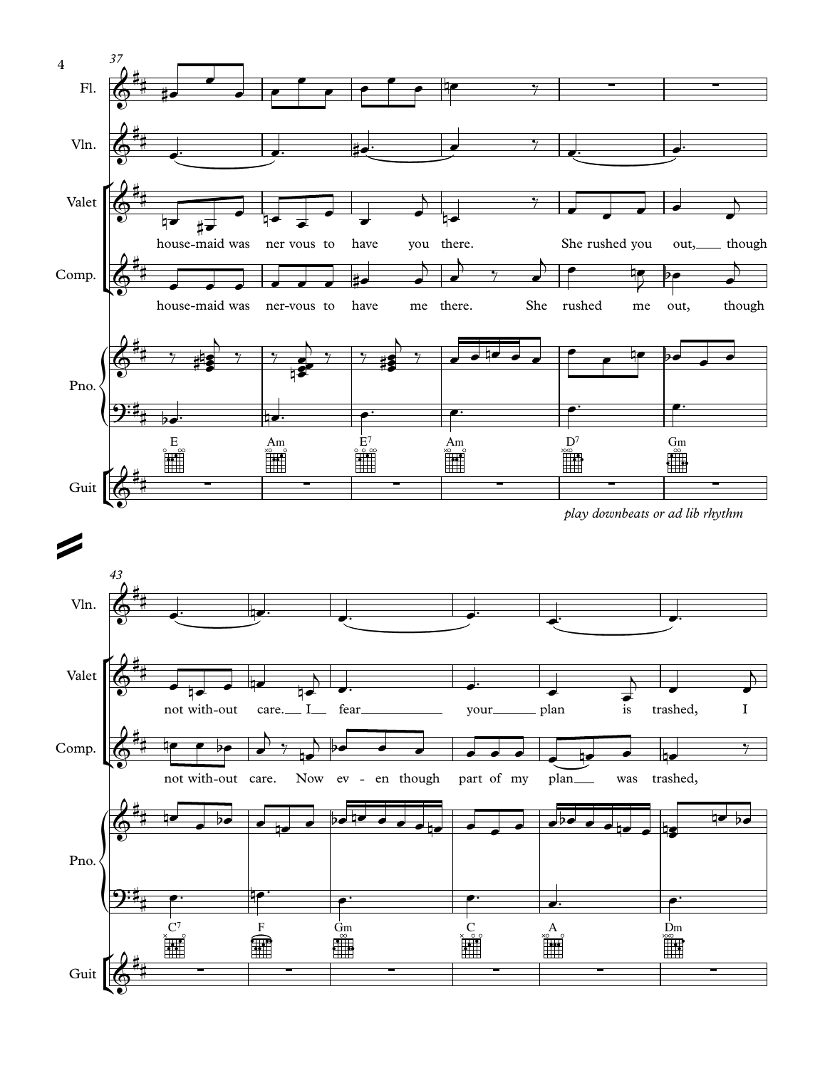Fl.

Vln.

Valet: house-maid was ner vous to have you there. She rushed you out, though

Comp.: house-maid was ner-vous to have me there. She rushed me out, though

Pno.

E | Am | E7 | Am | D7 | Gm

Guit

*play downbeats or ad lib rhythm*

Vln.

Valet: not with-out care. I fear your plan is trashed, I

Comp.: not with-out care. Now ev - en though part of my plan was trashed,

Pno.

C7 | F | Gm | C | A | Dm

Guit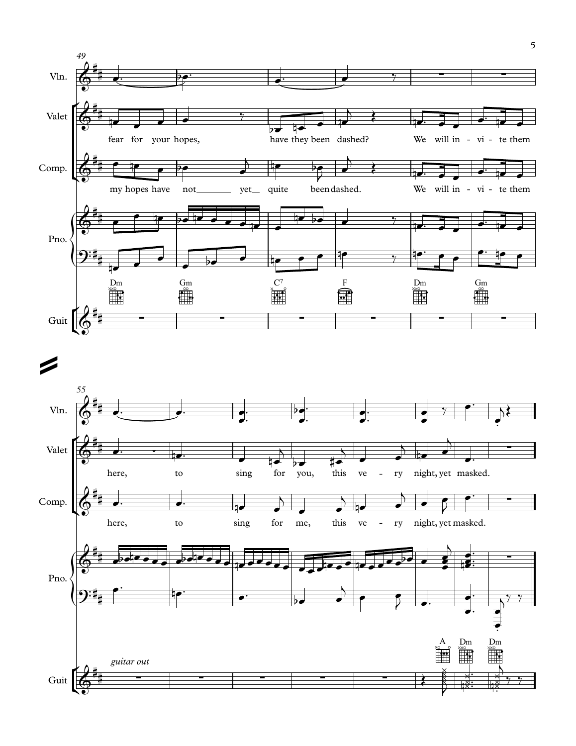49

Vln.

Valet: fear for your hopes, have they been dashed? We will in - vi - te them

Comp.: my hopes have not yet quite been dashed. We will in - vi - te them

Pno.

Dm Gm C7 F Dm Gm

Guit

55

Vln.

Valet: here, to sing for you, this ve - ry night, yet masked.

Comp.: here, to sing for me, this ve - ry night, yet masked.

Pno.

A Dm Dm

Guit *guitar out*